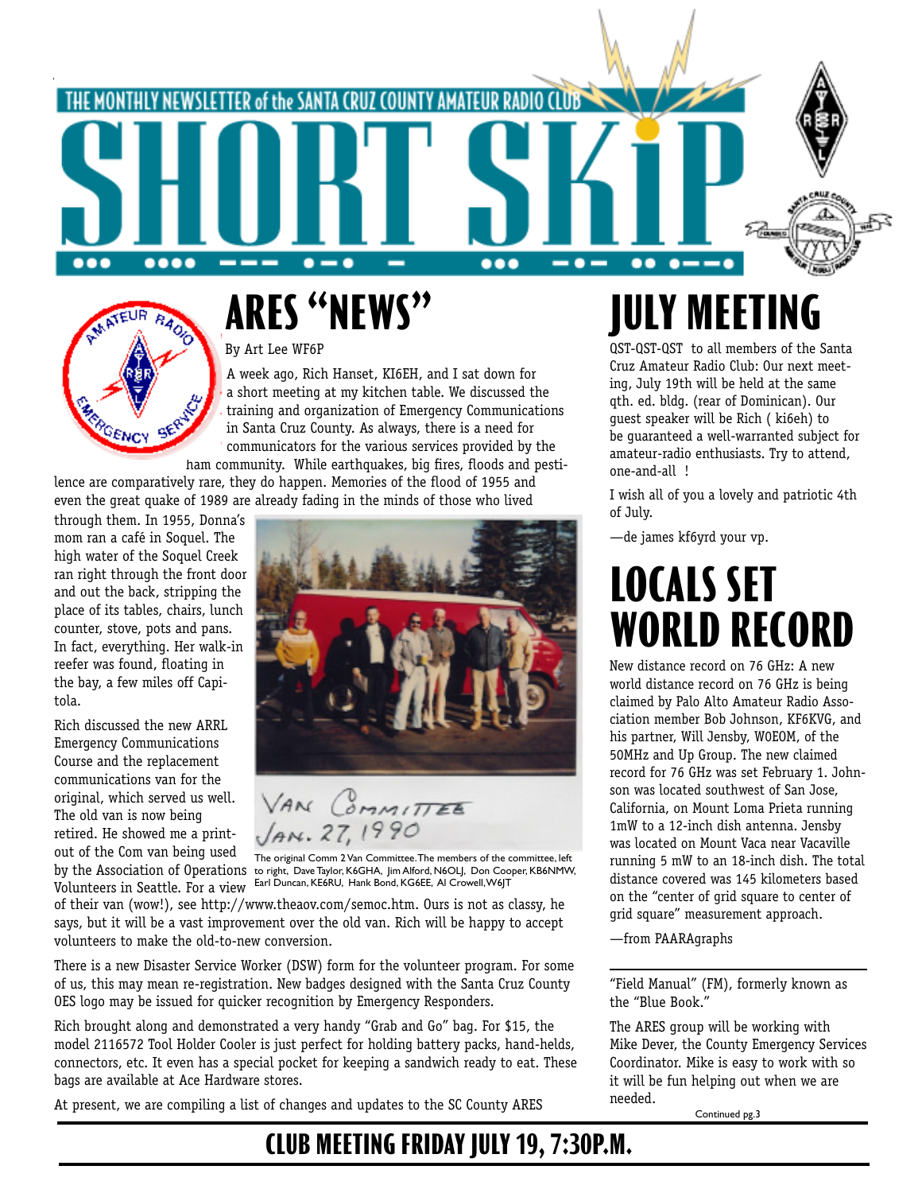THE MONTHLY NEWSLETTER of the SANTA CRUZ COUNTY AMATEUR RADIO CLUB

# SHORT SKIP

## ARES "NEWS"

By Art Lee WF6P

A week ago, Rich Hanset, KI6EH, and I sat down for a short meeting at my kitchen table. We discussed the training and organization of Emergency Communications in Santa Cruz County. As always, there is a need for communicators for the various services provided by the ham community. While earthquakes, big fires, floods and pestilence are comparatively rare, they do happen. Memories of the flood of 1955 and even the great quake of 1989 are already fading in the minds of those who lived through them. In 1955, Donna's mom ran a café in Soquel. The high water of the Soquel Creek ran right through the front door and out the back, stripping the place of its tables, chairs, lunch counter, stove, pots and pans. In fact, everything. Her walk-in reefer was found, floating in the bay, a few miles off Capitola.

Rich discussed the new ARRL Emergency Communications Course and the replacement communications van for the original, which served us well. The old van is now being retired. He showed me a printout of the Com van being used by the Association of Operations Volunteers in Seattle. For a view of their van (wow!), see http://www.theaov.com/semoc.htm. Ours is not as classy, he says, but it will be a vast improvement over the old van. Rich will be happy to accept volunteers to make the old-to-new conversion.

VAN COMMITTEE JAN. 27, 1990

The original Comm 2 Van Committee. The members of the committee, left to right, Dave Taylor, K6GHA, Jim Alford, N6OLJ, Don Cooper, KB6NMW, Earl Duncan, KE6RU, Hank Bond, KG6EE, Al Crowell, W6JT

There is a new Disaster Service Worker (DSW) form for the volunteer program. For some of us, this may mean re-registration. New badges designed with the Santa Cruz County OES logo may be issued for quicker recognition by Emergency Responders.

Rich brought along and demonstrated a very handy "Grab and Go" bag. For $15, the model 2116572 Tool Holder Cooler is just perfect for holding battery packs, hand-helds, connectors, etc. It even has a special pocket for keeping a sandwich ready to eat. These bags are available at Ace Hardware stores.

At present, we are compiling a list of changes and updates to the SC County ARES "Field Manual" (FM), formerly known as the "Blue Book."

The ARES group will be working with Mike Dever, the County Emergency Services Coordinator. Mike is easy to work with so it will be fun helping out when we are needed.

Continued pg.3

## JULY MEETING

QST-QST-QST to all members of the Santa Cruz Amateur Radio Club: Our next meeting, July 19th will be held at the same qth. ed. bldg. (rear of Dominican). Our guest speaker will be Rich ( ki6eh) to be guaranteed a well-warranted subject for amateur-radio enthusiasts. Try to attend, one-and-all !

I wish all of you a lovely and patriotic 4th of July.

—de james kf6yrd your vp.

## LOCALS SET WORLD RECORD

New distance record on 76 GHz: A new world distance record on 76 GHz is being claimed by Palo Alto Amateur Radio Association member Bob Johnson, KF6KVG, and his partner, Will Jensby, W0EOM, of the 50MHz and Up Group. The new claimed record for 76 GHz was set February 1. Johnson was located southwest of San Jose, California, on Mount Loma Prieta running 1mW to a 12-inch dish antenna. Jensby was located on Mount Vaca near Vacaville running 5 mW to an 18-inch dish. The total distance covered was 145 kilometers based on the "center of grid square to center of grid square" measurement approach.

—from PAARAgraphs

**CLUB MEETING FRIDAY JULY 19, 7:30P.M.**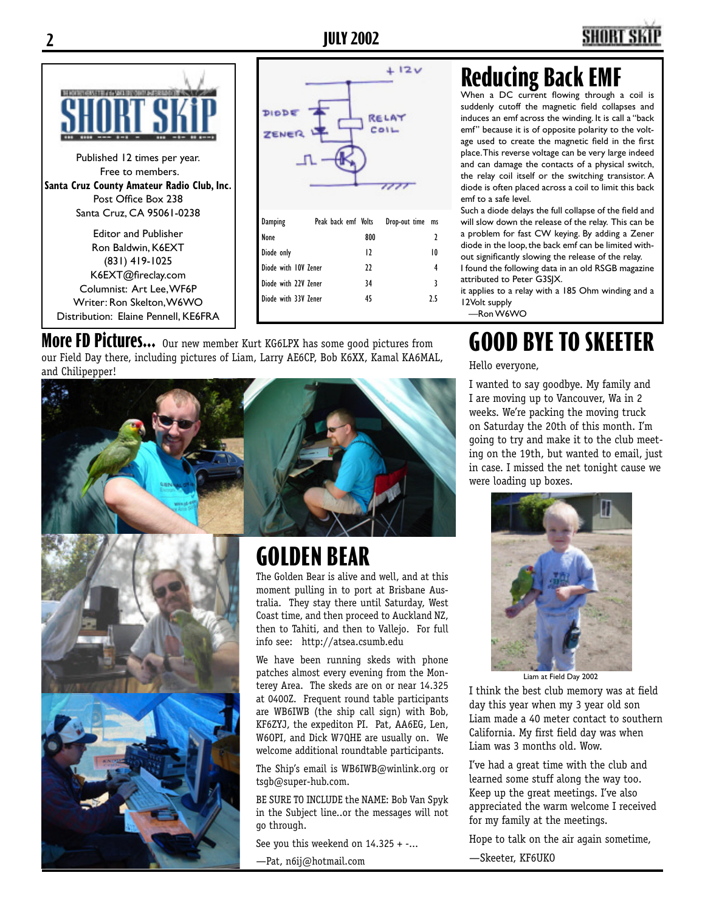Published 12 times per year.
Free to members.
**Santa Cruz County Amateur Radio Club, Inc.**
Post Office Box 238
Santa Cruz, CA 95061-0238

Editor and Publisher
Ron Baldwin, K6EXT
(831) 419-1025
K6EXT@fireclay.com
Columnist: Art Lee, WF6P
Writer: Ron Skelton, W6WO
Distribution: Elaine Pennell, KE6FRA

| Damping | Peak back emf Volts | Drop-out time ms |
|---|---|---|
| None | 800 | 2 |
| Diode only | 12 | 10 |
| Diode with 10V Zener | 22 | 4 |
| Diode with 22V Zener | 34 | 3 |
| Diode with 33V Zener | 45 | 2.5 |

## Reducing Back EMF

When a DC current flowing through a coil is suddenly cutoff the magnetic field collapses and induces an emf across the winding. It is call a "back emf" because it is of opposite polarity to the voltage used to create the magnetic field in the first place. This reverse voltage can be very large indeed and can damage the contacts of a physical switch, the relay coil itself or the switching transistor. A diode is often placed across a coil to limit this back emf to a safe level.

Such a diode delays the full collapse of the field and will slow down the release of the relay. This can be a problem for fast CW keying. By adding a Zener diode in the loop, the back emf can be limited without significantly slowing the release of the relay.

I found the following data in an old RSGB magazine attributed to Peter G3SJX.

it applies to a relay with a 185 Ohm winding and a 12Volt supply

—Ron W6WO

## More FD Pictures...

Our new member Kurt KG6LPX has some good pictures from our Field Day there, including pictures of Liam, Larry AE6CP, Bob K6XX, Kamal KA6MAL, and Chilipepper!

## GOLDEN BEAR

The Golden Bear is alive and well, and at this moment pulling in to port at Brisbane Australia. They stay there until Saturday, West Coast time, and then proceed to Auckland NZ, then to Tahiti, and then to Vallejo. For full info see: http://atsea.csumb.edu

We have been running skeds with phone patches almost every evening from the Monterey Area. The skeds are on or near 14.325 at 0400Z. Frequent round table participants are WB6IWB (the ship call sign) with Bob, KF6ZYJ, the expediton PI. Pat, AA6EG, Len, W6OPI, and Dick W7QHE are usually on. We welcome additional roundtable participants.

The Ship's email is WB6IWB@winlink.org or tsgb@super-hub.com.

BE SURE TO INCLUDE the NAME: Bob Van Spyk in the Subject line..or the messages will not go through.

See you this weekend on 14.325 + -...

—Pat, n6ij@hotmail.com

## GOOD BYE TO SKEETER

Hello everyone,

I wanted to say goodbye. My family and I are moving up to Vancouver, Wa in 2 weeks. We're packing the moving truck on Saturday the 20th of this month. I'm going to try and make it to the club meeting on the 19th, but wanted to email, just in case. I missed the net tonight cause we were loading up boxes.

Liam at Field Day 2002

I think the best club memory was at field day this year when my 3 year old son Liam made a 40 meter contact to southern California. My first field day was when Liam was 3 months old. Wow.

I've had a great time with the club and learned some stuff along the way too. Keep up the great meetings. I've also appreciated the warm welcome I received for my family at the meetings.

Hope to talk on the air again sometime,

—Skeeter, KF6UKO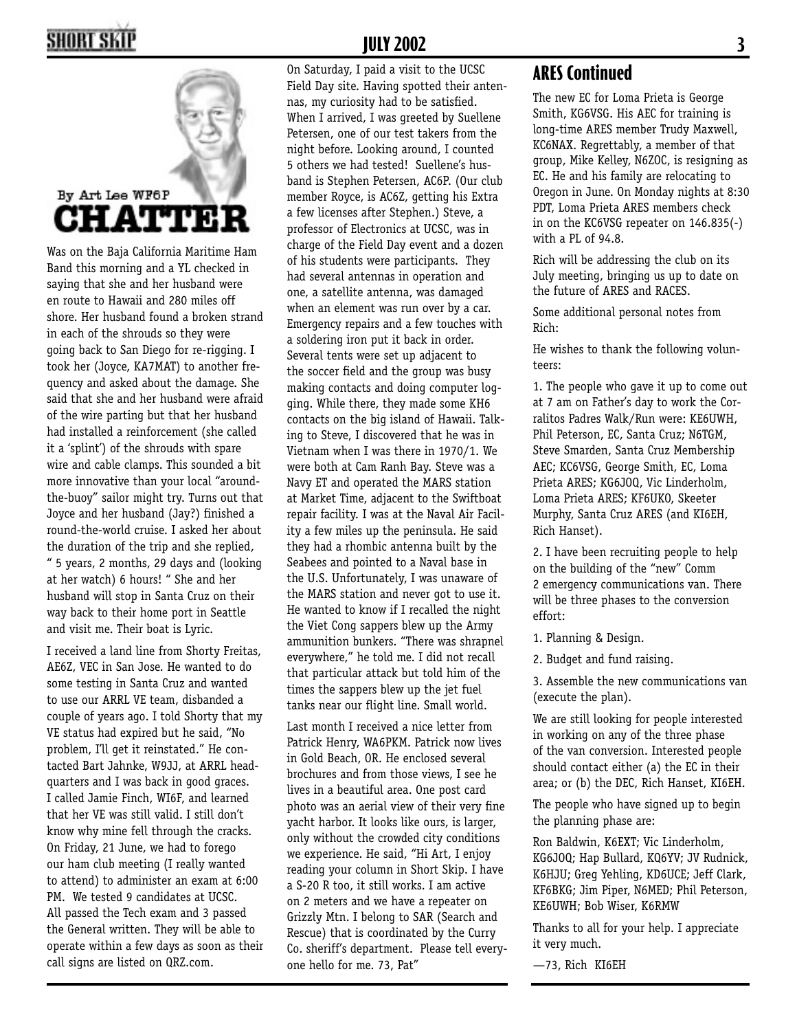By Art Lee WF6P

## CHATTER

Was on the Baja California Maritime Ham Band this morning and a YL checked in saying that she and her husband were en route to Hawaii and 280 miles off shore. Her husband found a broken strand in each of the shrouds so they were going back to San Diego for re-rigging. I took her (Joyce, KA7MAT) to another frequency and asked about the damage. She said that she and her husband were afraid of the wire parting but that her husband had installed a reinforcement (she called it a 'splint') of the shrouds with spare wire and cable clamps. This sounded a bit more innovative than your local "around-the-buoy" sailor might try. Turns out that Joyce and her husband (Jay?) finished a round-the-world cruise. I asked her about the duration of the trip and she replied, " 5 years, 2 months, 29 days and (looking at her watch) 6 hours! " She and her husband will stop in Santa Cruz on their way back to their home port in Seattle and visit me. Their boat is Lyric.

I received a land line from Shorty Freitas, AE6Z, VEC in San Jose. He wanted to do some testing in Santa Cruz and wanted to use our ARRL VE team, disbanded a couple of years ago. I told Shorty that my VE status had expired but he said, "No problem, I'll get it reinstated." He contacted Bart Jahnke, W9JJ, at ARRL headquarters and I was back in good graces. I called Jamie Finch, WI6F, and learned that her VE was still valid. I still don't know why mine fell through the cracks. On Friday, 21 June, we had to forego our ham club meeting (I really wanted to attend) to administer an exam at 6:00 PM. We tested 9 candidates at UCSC. All passed the Tech exam and 3 passed the General written. They will be able to operate within a few days as soon as their call signs are listed on QRZ.com.

On Saturday, I paid a visit to the UCSC Field Day site. Having spotted their antennas, my curiosity had to be satisfied. When I arrived, I was greeted by Suellene Petersen, one of our test takers from the night before. Looking around, I counted 5 others we had tested! Suellene's husband is Stephen Petersen, AC6P. (Our club member Royce, is AC6Z, getting his Extra a few licenses after Stephen.) Steve, a professor of Electronics at UCSC, was in charge of the Field Day event and a dozen of his students were participants. They had several antennas in operation and one, a satellite antenna, was damaged when an element was run over by a car. Emergency repairs and a few touches with a soldering iron put it back in order. Several tents were set up adjacent to the soccer field and the group was busy making contacts and doing computer logging. While there, they made some KH6 contacts on the big island of Hawaii. Talking to Steve, I discovered that he was in Vietnam when I was there in 1970/1. We were both at Cam Ranh Bay. Steve was a Navy ET and operated the MARS station at Market Time, adjacent to the Swiftboat repair facility. I was at the Naval Air Facility a few miles up the peninsula. He said they had a rhombic antenna built by the Seabees and pointed to a Naval base in the U.S. Unfortunately, I was unaware of the MARS station and never got to use it. He wanted to know if I recalled the night the Viet Cong sappers blew up the Army ammunition bunkers. "There was shrapnel everywhere," he told me. I did not recall that particular attack but told him of the times the sappers blew up the jet fuel tanks near our flight line. Small world.

Last month I received a nice letter from Patrick Henry, WA6PKM. Patrick now lives in Gold Beach, OR. He enclosed several brochures and from those views, I see he lives in a beautiful area. One post card photo was an aerial view of their very fine yacht harbor. It looks like ours, is larger, only without the crowded city conditions we experience. He said, "Hi Art, I enjoy reading your column in Short Skip. I have a S-20 R too, it still works. I am active on 2 meters and we have a repeater on Grizzly Mtn. I belong to SAR (Search and Rescue) that is coordinated by the Curry Co. sheriff's department. Please tell everyone hello for me. 73, Pat"

## ARES Continued

The new EC for Loma Prieta is George Smith, KG6VSG. His AEC for training is long-time ARES member Trudy Maxwell, KC6NAX. Regrettably, a member of that group, Mike Kelley, N6ZOC, is resigning as EC. He and his family are relocating to Oregon in June. On Monday nights at 8:30 PDT, Loma Prieta ARES members check in on the KC6VSG repeater on 146.835(-) with a PL of 94.8.

Rich will be addressing the club on its July meeting, bringing us up to date on the future of ARES and RACES.

Some additional personal notes from Rich:

He wishes to thank the following volunteers:

1. The people who gave it up to come out at 7 am on Father's day to work the Corralitos Padres Walk/Run were: KE6UWH, Phil Peterson, EC, Santa Cruz; N6TGM, Steve Smarden, Santa Cruz Membership AEC; KC6VSG, George Smith, EC, Loma Prieta ARES; KG6JOQ, Vic Linderholm, Loma Prieta ARES; KF6UKO, Skeeter Murphy, Santa Cruz ARES (and KI6EH, Rich Hanset).

2. I have been recruiting people to help on the building of the "new" Comm 2 emergency communications van. There will be three phases to the conversion effort:

1. Planning & Design.

2. Budget and fund raising.

3. Assemble the new communications van (execute the plan).

We are still looking for people interested in working on any of the three phase of the van conversion. Interested people should contact either (a) the EC in their area; or (b) the DEC, Rich Hanset, KI6EH.

The people who have signed up to begin the planning phase are:

Ron Baldwin, K6EXT; Vic Linderholm, KG6JOQ; Hap Bullard, KQ6YV; JV Rudnick, K6HJU; Greg Yehling, KD6UCE; Jeff Clark, KF6BKG; Jim Piper, N6MED; Phil Peterson, KE6UWH; Bob Wiser, K6RMW

Thanks to all for your help. I appreciate it very much.

—73, Rich KI6EH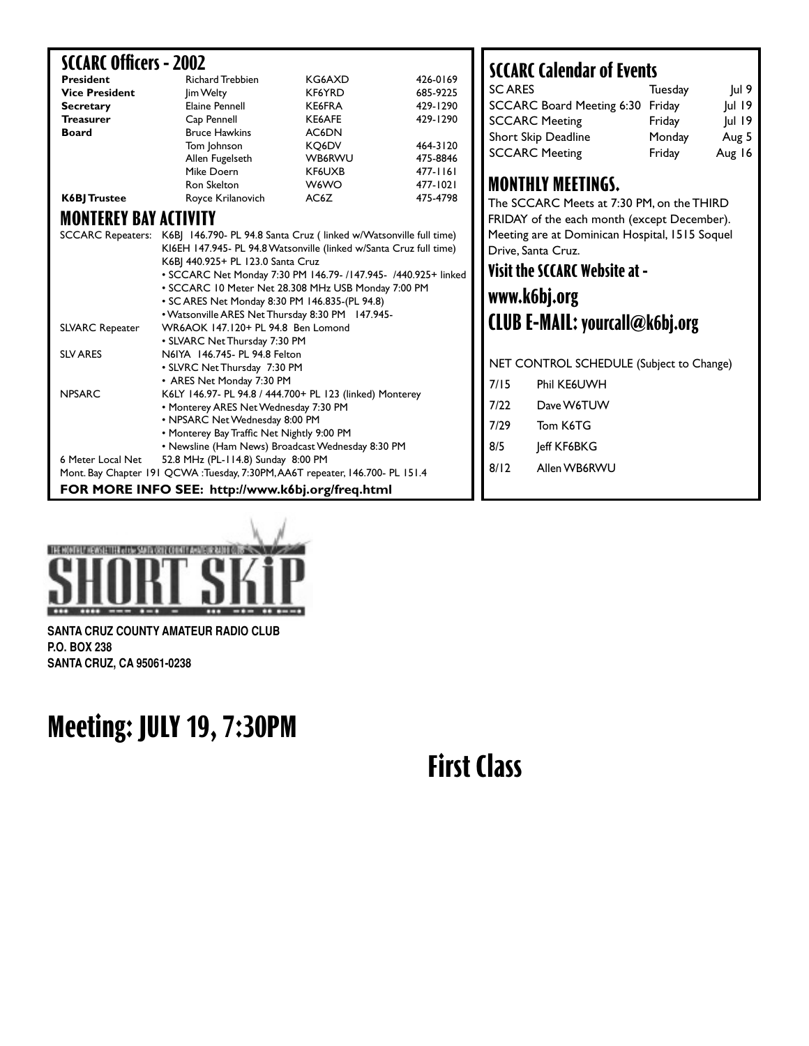## SCCARC Officers - 2002

| | | | |
|---|---|---|---|
| **President** | Richard Trebbien | KG6AXD | 426-0169 |
| **Vice President** | Jim Welty | KF6YRD | 685-9225 |
| **Secretary** | Elaine Pennell | KE6FRA | 429-1290 |
| **Treasurer** | Cap Pennell | KE6AFE | 429-1290 |
| **Board** | Bruce Hawkins | AC6DN | |
| | Tom Johnson | KQ6DV | 464-3120 |
| | Allen Fugelseth | WB6RWU | 475-8846 |
| | Mike Doern | KF6UXB | 477-1161 |
| | Ron Skelton | W6WO | 477-1021 |
| **K6BJ Trustee** | Royce Krilanovich | AC6Z | 475-4798 |

## MONTEREY BAY ACTIVITY

SCCARC Repeaters: K6BJ 146.790- PL 94.8 Santa Cruz ( linked w/Watsonville full time)
KI6EH 147.945- PL 94.8 Watsonville (linked w/Santa Cruz full time)
K6BJ 440.925+ PL 123.0 Santa Cruz
- SCCARC Net Monday 7:30 PM 146.79- /147.945- /440.925+ linked
- SCCARC 10 Meter Net 28.308 MHz USB Monday 7:00 PM
- SC ARES Net Monday 8:30 PM 146.835-(PL 94.8)
- Watsonville ARES Net Thursday 8:30 PM 147.945-

SLVARC Repeater WR6AOK 147.120+ PL 94.8 Ben Lomond
- SLVARC Net Thursday 7:30 PM

SLV ARES N6IYA 146.745- PL 94.8 Felton
- SLVRC Net Thursday 7:30 PM
- ARES Net Monday 7:30 PM

NPSARC K6LY 146.97- PL 94.8 / 444.700+ PL 123 (linked) Monterey
- Monterey ARES Net Wednesday 7:30 PM
- NPSARC Net Wednesday 8:00 PM
- Monterey Bay Traffic Net Nightly 9:00 PM
- Newsline (Ham News) Broadcast Wednesday 8:30 PM

6 Meter Local Net 52.8 MHz (PL-114.8) Sunday 8:00 PM

Mont. Bay Chapter 191 QCWA :Tuesday, 7:30PM, AA6T repeater, 146.700- PL 151.4

**FOR MORE INFO SEE: http://www.k6bj.org/freq.html**

## SCCARC Calendar of Events

| | | |
|---|---|---|
| SC ARES | Tuesday | Jul 9 |
| SCCARC Board Meeting 6:30 | Friday | Jul 19 |
| SCCARC Meeting | Friday | Jul 19 |
| Short Skip Deadline | Monday | Aug 5 |
| SCCARC Meeting | Friday | Aug 16 |

## MONTHLY MEETINGS.

The SCCARC Meets at 7:30 PM, on the THIRD FRIDAY of the each month (except December). Meeting are at Dominican Hospital, 1515 Soquel Drive, Santa Cruz.

### Visit the SCCARC Website at -

### www.k6bj.org

### CLUB E-MAIL: yourcall@k6bj.org

NET CONTROL SCHEDULE (Subject to Change)

| | |
|---|---|
| 7/15 | Phil KE6UWH |
| 7/22 | Dave W6TUW |
| 7/29 | Tom K6TG |
| 8/5 | Jeff KF6BKG |
| 8/12 | Allen WB6RWU |

THE MONTHLY NEWSLETTER of the SANTA CRUZ COUNTY AMATEUR RADIO CLUB

SHORT SKIP

**SANTA CRUZ COUNTY AMATEUR RADIO CLUB**
**P.O. BOX 238**
**SANTA CRUZ, CA 95061-0238**

# Meeting: JULY 19, 7:30PM

## First Class